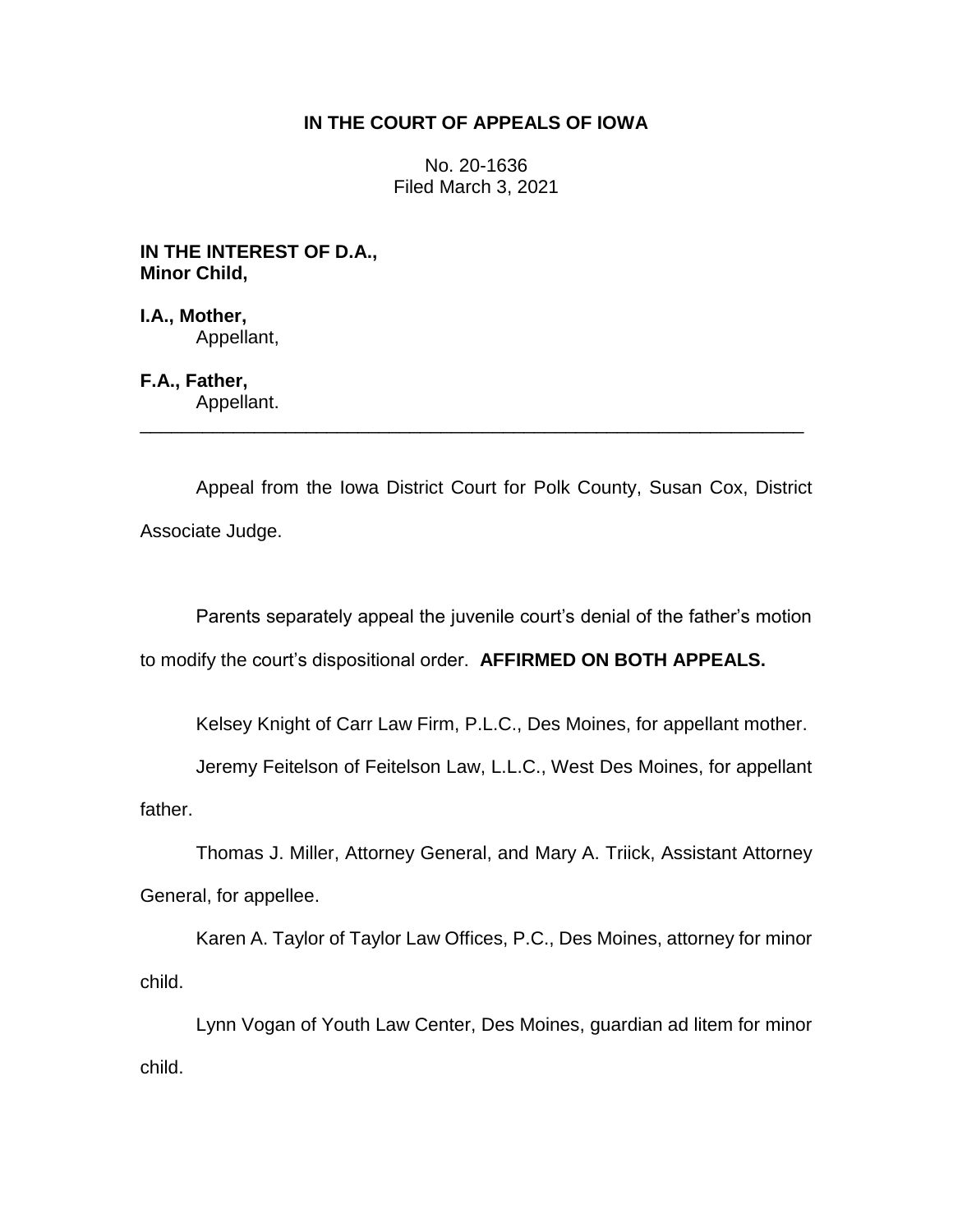**IN THE COURT OF APPEALS OF IOWA**

No. 20-1636
Filed March 3, 2021

**IN THE INTEREST OF D.A.,
Minor Child,**

**I.A., Mother,**
Appellant,

**F.A., Father,**
Appellant.

---

Appeal from the Iowa District Court for Polk County, Susan Cox, District Associate Judge.

Parents separately appeal the juvenile court's denial of the father's motion to modify the court's dispositional order. **AFFIRMED ON BOTH APPEALS.**

Kelsey Knight of Carr Law Firm, P.L.C., Des Moines, for appellant mother.

Jeremy Feitelson of Feitelson Law, L.L.C., West Des Moines, for appellant father.

Thomas J. Miller, Attorney General, and Mary A. Triick, Assistant Attorney General, for appellee.

Karen A. Taylor of Taylor Law Offices, P.C., Des Moines, attorney for minor child.

Lynn Vogan of Youth Law Center, Des Moines, guardian ad litem for minor child.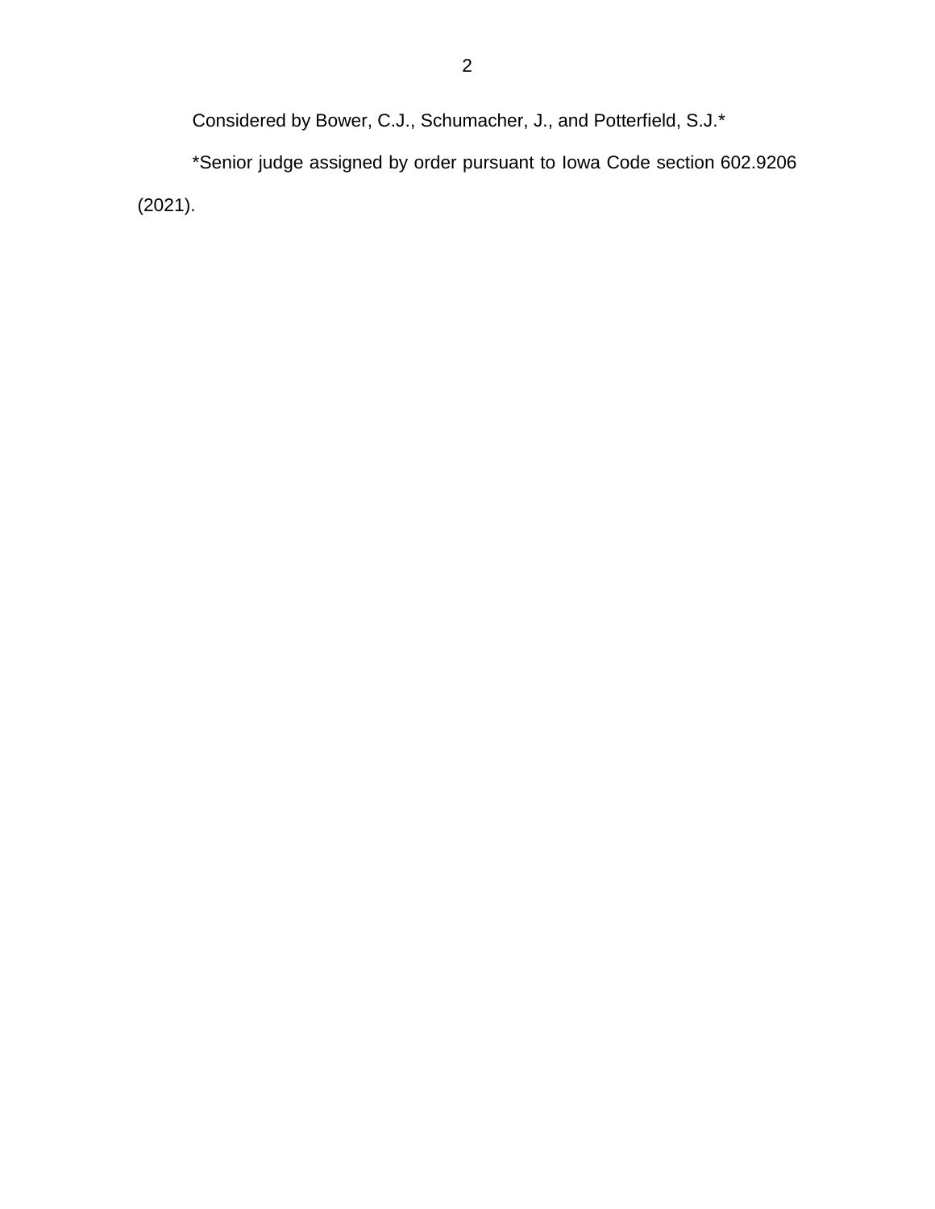Considered by Bower, C.J., Schumacher, J., and Potterfield, S.J.*

*Senior judge assigned by order pursuant to Iowa Code section 602.9206 (2021).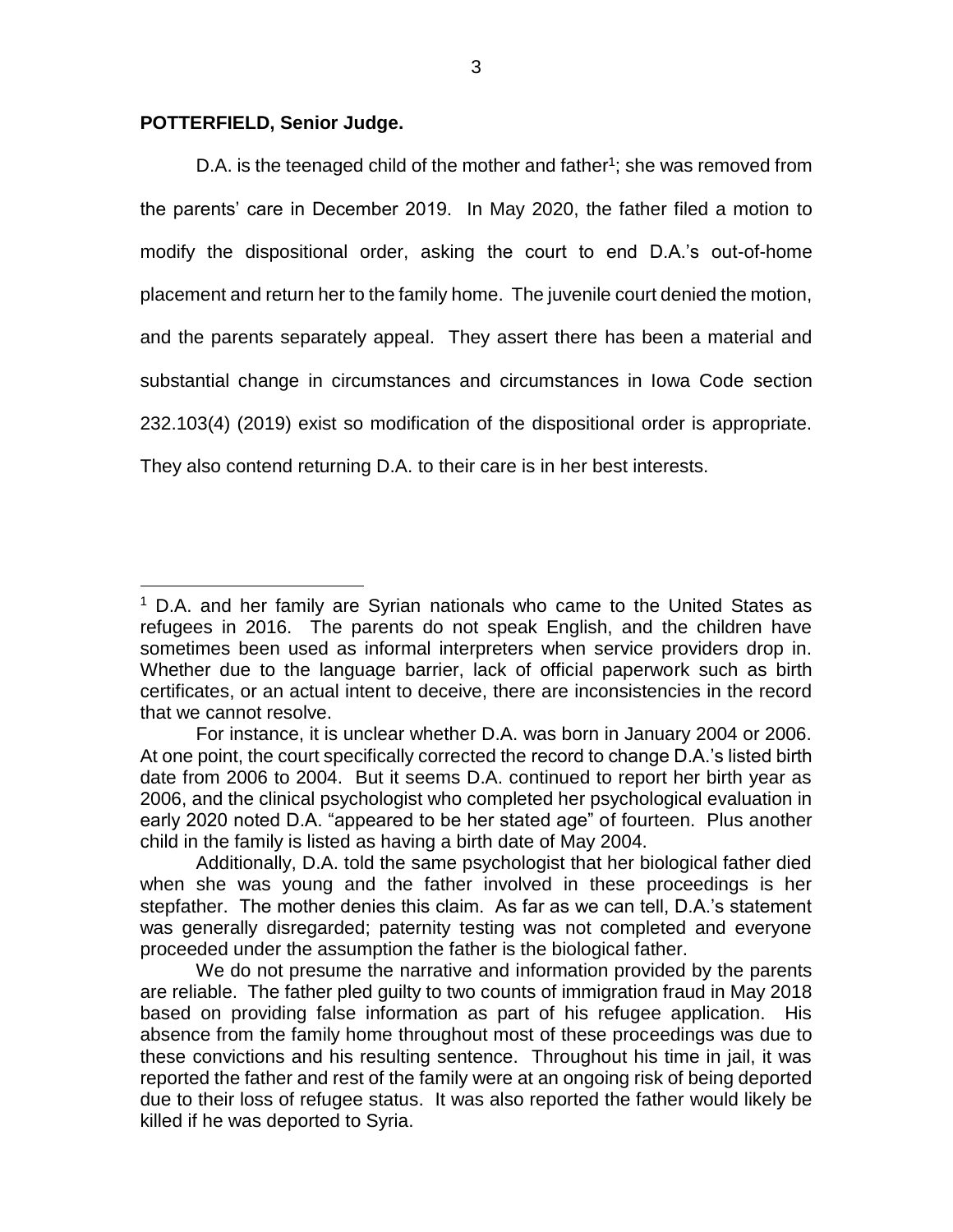**POTTERFIELD, Senior Judge.**

D.A. is the teenaged child of the mother and father[1]; she was removed from the parents' care in December 2019. In May 2020, the father filed a motion to modify the dispositional order, asking the court to end D.A.'s out-of-home placement and return her to the family home. The juvenile court denied the motion, and the parents separately appeal. They assert there has been a material and substantial change in circumstances and circumstances in Iowa Code section 232.103(4) (2019) exist so modification of the dispositional order is appropriate. They also contend returning D.A. to their care is in her best interests.

---

[1] D.A. and her family are Syrian nationals who came to the United States as refugees in 2016. The parents do not speak English, and the children have sometimes been used as informal interpreters when service providers drop in. Whether due to the language barrier, lack of official paperwork such as birth certificates, or an actual intent to deceive, there are inconsistencies in the record that we cannot resolve.

For instance, it is unclear whether D.A. was born in January 2004 or 2006. At one point, the court specifically corrected the record to change D.A.'s listed birth date from 2006 to 2004. But it seems D.A. continued to report her birth year as 2006, and the clinical psychologist who completed her psychological evaluation in early 2020 noted D.A. "appeared to be her stated age" of fourteen. Plus another child in the family is listed as having a birth date of May 2004.

Additionally, D.A. told the same psychologist that her biological father died when she was young and the father involved in these proceedings is her stepfather. The mother denies this claim. As far as we can tell, D.A.'s statement was generally disregarded; paternity testing was not completed and everyone proceeded under the assumption the father is the biological father.

We do not presume the narrative and information provided by the parents are reliable. The father pled guilty to two counts of immigration fraud in May 2018 based on providing false information as part of his refugee application. His absence from the family home throughout most of these proceedings was due to these convictions and his resulting sentence. Throughout his time in jail, it was reported the father and rest of the family were at an ongoing risk of being deported due to their loss of refugee status. It was also reported the father would likely be killed if he was deported to Syria.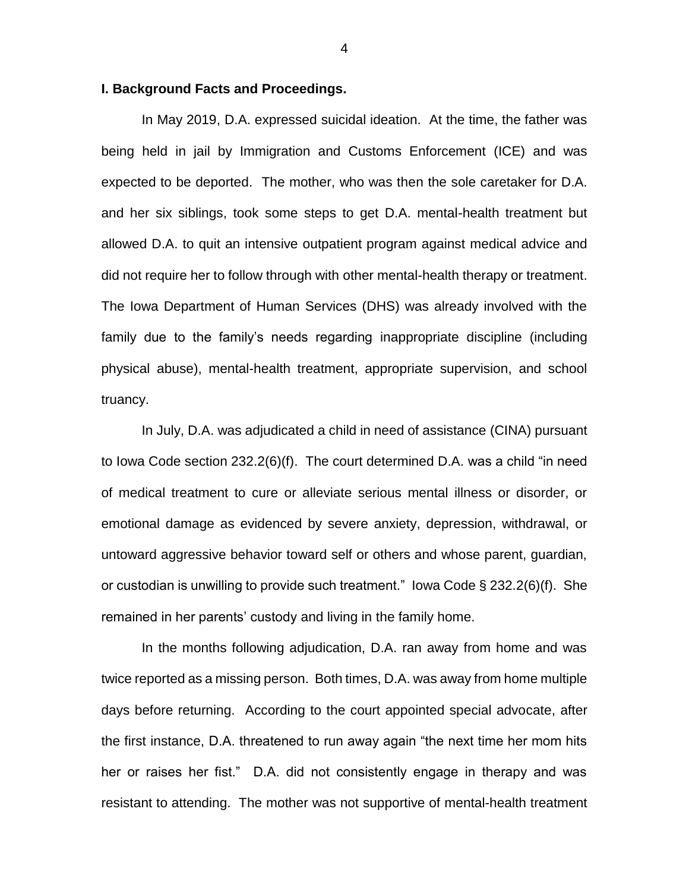**I. Background Facts and Proceedings.**

In May 2019, D.A. expressed suicidal ideation. At the time, the father was being held in jail by Immigration and Customs Enforcement (ICE) and was expected to be deported. The mother, who was then the sole caretaker for D.A. and her six siblings, took some steps to get D.A. mental-health treatment but allowed D.A. to quit an intensive outpatient program against medical advice and did not require her to follow through with other mental-health therapy or treatment. The Iowa Department of Human Services (DHS) was already involved with the family due to the family's needs regarding inappropriate discipline (including physical abuse), mental-health treatment, appropriate supervision, and school truancy.

In July, D.A. was adjudicated a child in need of assistance (CINA) pursuant to Iowa Code section 232.2(6)(f). The court determined D.A. was a child "in need of medical treatment to cure or alleviate serious mental illness or disorder, or emotional damage as evidenced by severe anxiety, depression, withdrawal, or untoward aggressive behavior toward self or others and whose parent, guardian, or custodian is unwilling to provide such treatment." Iowa Code § 232.2(6)(f). She remained in her parents' custody and living in the family home.

In the months following adjudication, D.A. ran away from home and was twice reported as a missing person. Both times, D.A. was away from home multiple days before returning. According to the court appointed special advocate, after the first instance, D.A. threatened to run away again "the next time her mom hits her or raises her fist." D.A. did not consistently engage in therapy and was resistant to attending. The mother was not supportive of mental-health treatment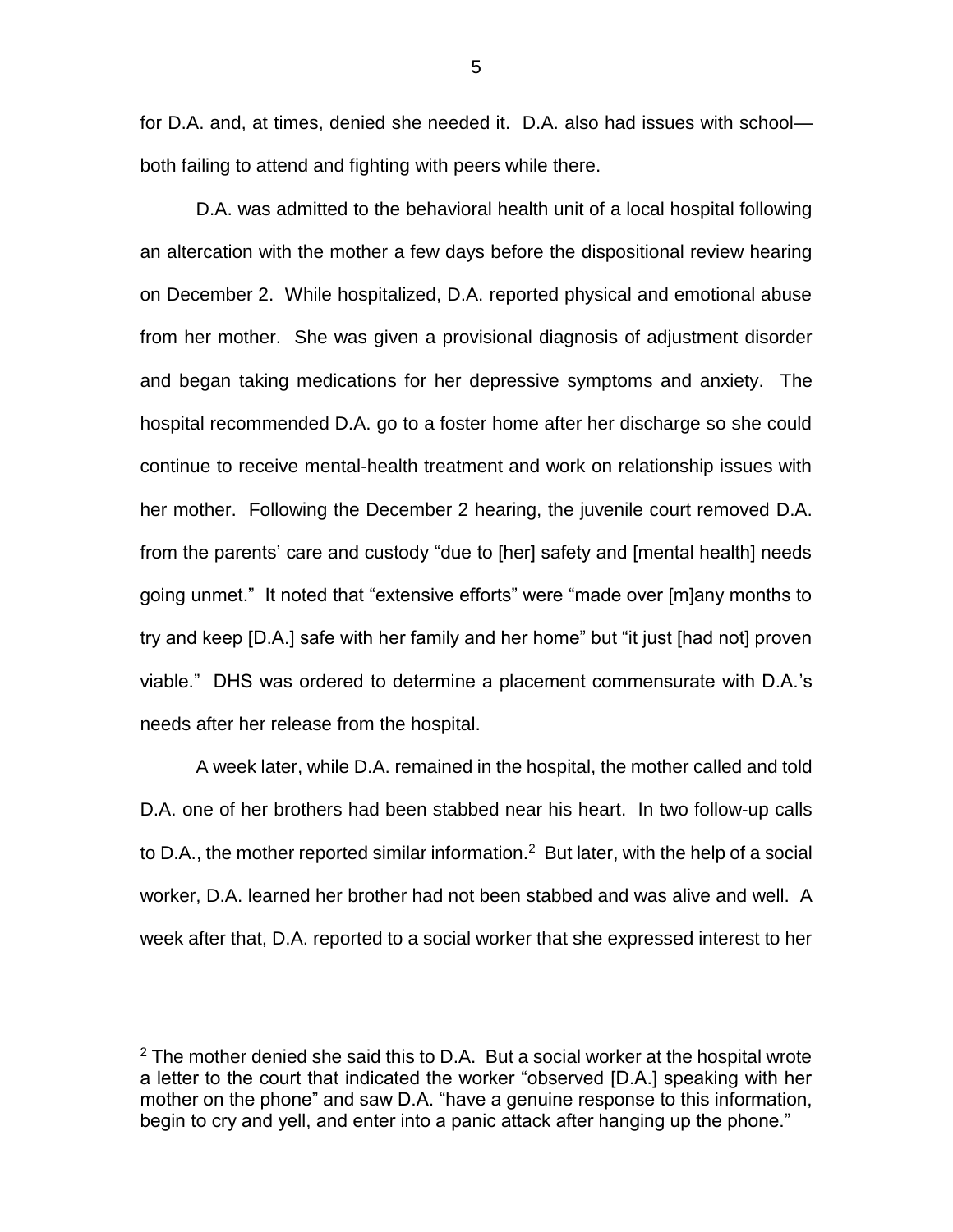for D.A. and, at times, denied she needed it. D.A. also had issues with school—both failing to attend and fighting with peers while there.

D.A. was admitted to the behavioral health unit of a local hospital following an altercation with the mother a few days before the dispositional review hearing on December 2. While hospitalized, D.A. reported physical and emotional abuse from her mother. She was given a provisional diagnosis of adjustment disorder and began taking medications for her depressive symptoms and anxiety. The hospital recommended D.A. go to a foster home after her discharge so she could continue to receive mental-health treatment and work on relationship issues with her mother. Following the December 2 hearing, the juvenile court removed D.A. from the parents' care and custody "due to [her] safety and [mental health] needs going unmet." It noted that "extensive efforts" were "made over [m]any months to try and keep [D.A.] safe with her family and her home" but "it just [had not] proven viable." DHS was ordered to determine a placement commensurate with D.A.'s needs after her release from the hospital.

A week later, while D.A. remained in the hospital, the mother called and told D.A. one of her brothers had been stabbed near his heart. In two follow-up calls to D.A., the mother reported similar information.[2] But later, with the help of a social worker, D.A. learned her brother had not been stabbed and was alive and well. A week after that, D.A. reported to a social worker that she expressed interest to her

[2] The mother denied she said this to D.A. But a social worker at the hospital wrote a letter to the court that indicated the worker "observed [D.A.] speaking with her mother on the phone" and saw D.A. "have a genuine response to this information, begin to cry and yell, and enter into a panic attack after hanging up the phone."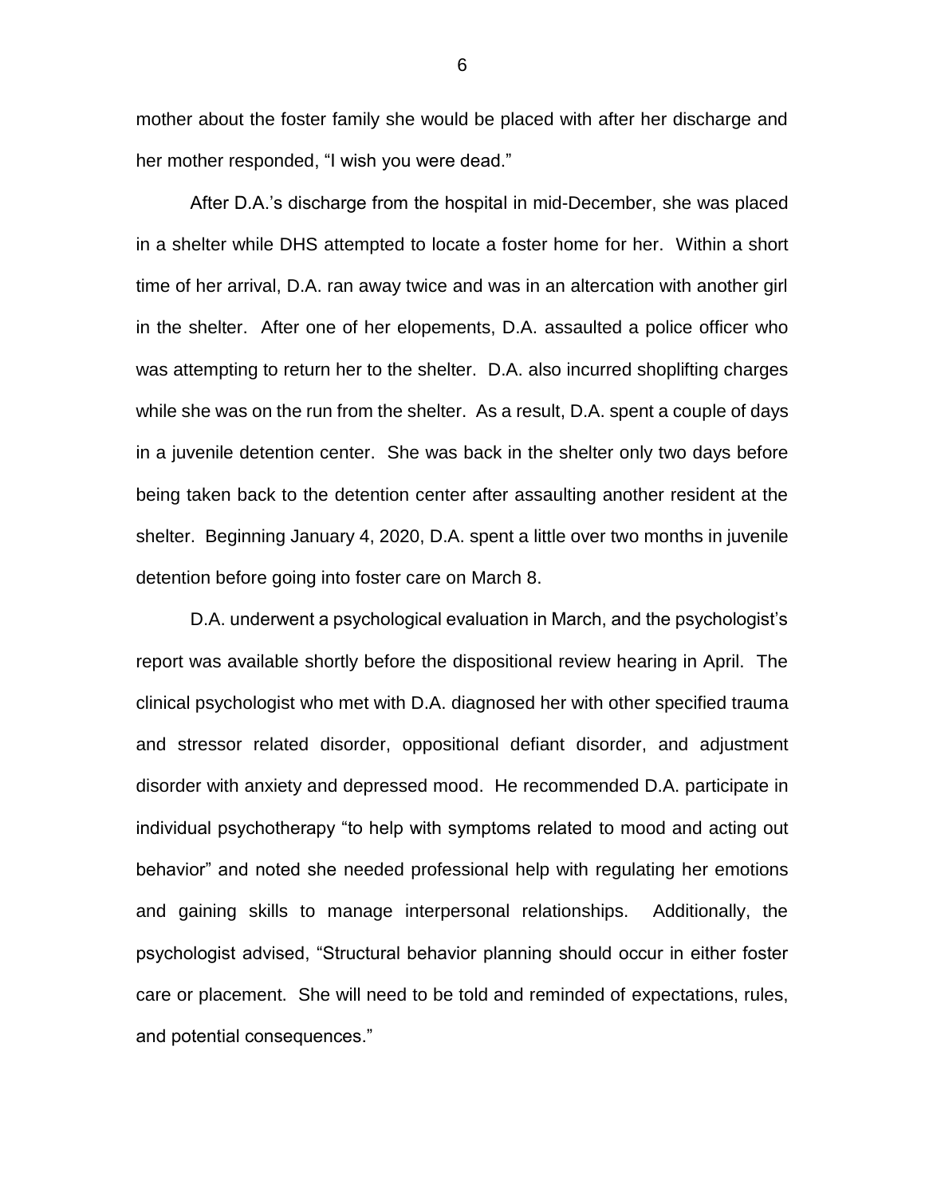mother about the foster family she would be placed with after her discharge and her mother responded, "I wish you were dead."

After D.A.'s discharge from the hospital in mid-December, she was placed in a shelter while DHS attempted to locate a foster home for her. Within a short time of her arrival, D.A. ran away twice and was in an altercation with another girl in the shelter. After one of her elopements, D.A. assaulted a police officer who was attempting to return her to the shelter. D.A. also incurred shoplifting charges while she was on the run from the shelter. As a result, D.A. spent a couple of days in a juvenile detention center. She was back in the shelter only two days before being taken back to the detention center after assaulting another resident at the shelter. Beginning January 4, 2020, D.A. spent a little over two months in juvenile detention before going into foster care on March 8.

D.A. underwent a psychological evaluation in March, and the psychologist's report was available shortly before the dispositional review hearing in April. The clinical psychologist who met with D.A. diagnosed her with other specified trauma and stressor related disorder, oppositional defiant disorder, and adjustment disorder with anxiety and depressed mood. He recommended D.A. participate in individual psychotherapy "to help with symptoms related to mood and acting out behavior" and noted she needed professional help with regulating her emotions and gaining skills to manage interpersonal relationships. Additionally, the psychologist advised, "Structural behavior planning should occur in either foster care or placement. She will need to be told and reminded of expectations, rules, and potential consequences."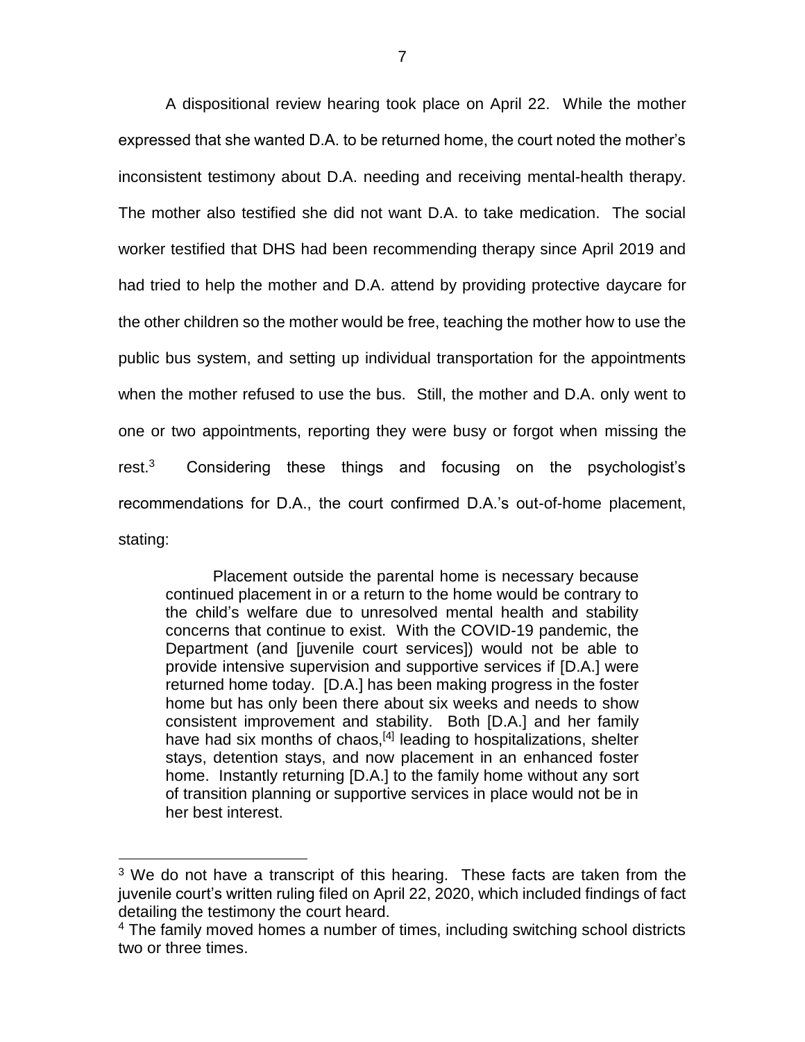A dispositional review hearing took place on April 22. While the mother expressed that she wanted D.A. to be returned home, the court noted the mother's inconsistent testimony about D.A. needing and receiving mental-health therapy. The mother also testified she did not want D.A. to take medication. The social worker testified that DHS had been recommending therapy since April 2019 and had tried to help the mother and D.A. attend by providing protective daycare for the other children so the mother would be free, teaching the mother how to use the public bus system, and setting up individual transportation for the appointments when the mother refused to use the bus. Still, the mother and D.A. only went to one or two appointments, reporting they were busy or forgot when missing the rest.[3] Considering these things and focusing on the psychologist's recommendations for D.A., the court confirmed D.A.'s out-of-home placement, stating:

> Placement outside the parental home is necessary because continued placement in or a return to the home would be contrary to the child's welfare due to unresolved mental health and stability concerns that continue to exist. With the COVID-19 pandemic, the Department (and [juvenile court services]) would not be able to provide intensive supervision and supportive services if [D.A.] were returned home today. [D.A.] has been making progress in the foster home but has only been there about six weeks and needs to show consistent improvement and stability. Both [D.A.] and her family have had six months of chaos,[4] leading to hospitalizations, shelter stays, detention stays, and now placement in an enhanced foster home. Instantly returning [D.A.] to the family home without any sort of transition planning or supportive services in place would not be in her best interest.

---

[3] We do not have a transcript of this hearing. These facts are taken from the juvenile court's written ruling filed on April 22, 2020, which included findings of fact detailing the testimony the court heard.

[4] The family moved homes a number of times, including switching school districts two or three times.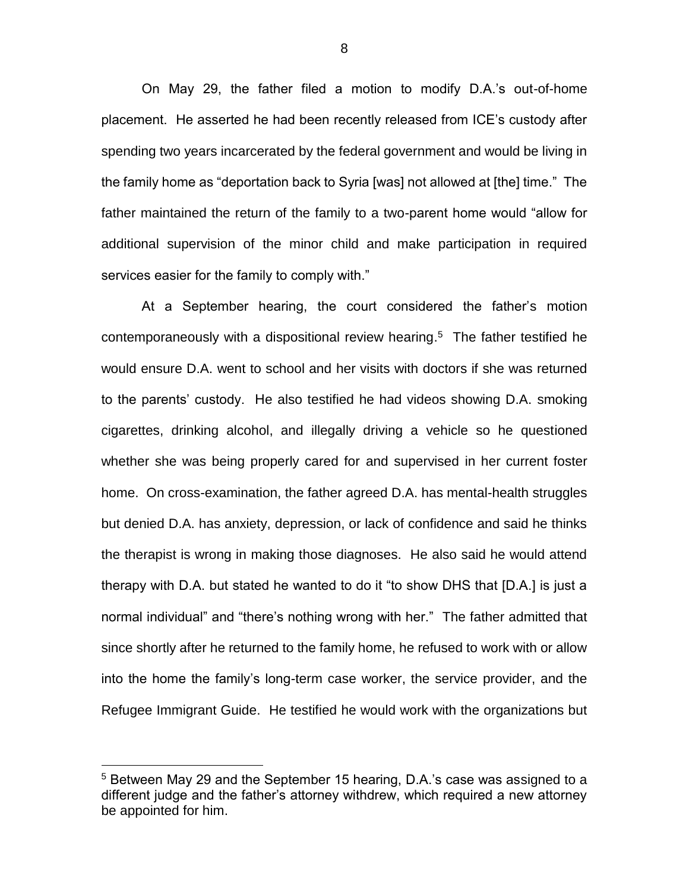On May 29, the father filed a motion to modify D.A.'s out-of-home placement. He asserted he had been recently released from ICE's custody after spending two years incarcerated by the federal government and would be living in the family home as "deportation back to Syria [was] not allowed at [the] time." The father maintained the return of the family to a two-parent home would "allow for additional supervision of the minor child and make participation in required services easier for the family to comply with."

At a September hearing, the court considered the father's motion contemporaneously with a dispositional review hearing.[5] The father testified he would ensure D.A. went to school and her visits with doctors if she was returned to the parents' custody. He also testified he had videos showing D.A. smoking cigarettes, drinking alcohol, and illegally driving a vehicle so he questioned whether she was being properly cared for and supervised in her current foster home. On cross-examination, the father agreed D.A. has mental-health struggles but denied D.A. has anxiety, depression, or lack of confidence and said he thinks the therapist is wrong in making those diagnoses. He also said he would attend therapy with D.A. but stated he wanted to do it "to show DHS that [D.A.] is just a normal individual" and "there's nothing wrong with her." The father admitted that since shortly after he returned to the family home, he refused to work with or allow into the home the family's long-term case worker, the service provider, and the Refugee Immigrant Guide. He testified he would work with the organizations but

---

[5] Between May 29 and the September 15 hearing, D.A.'s case was assigned to a different judge and the father's attorney withdrew, which required a new attorney be appointed for him.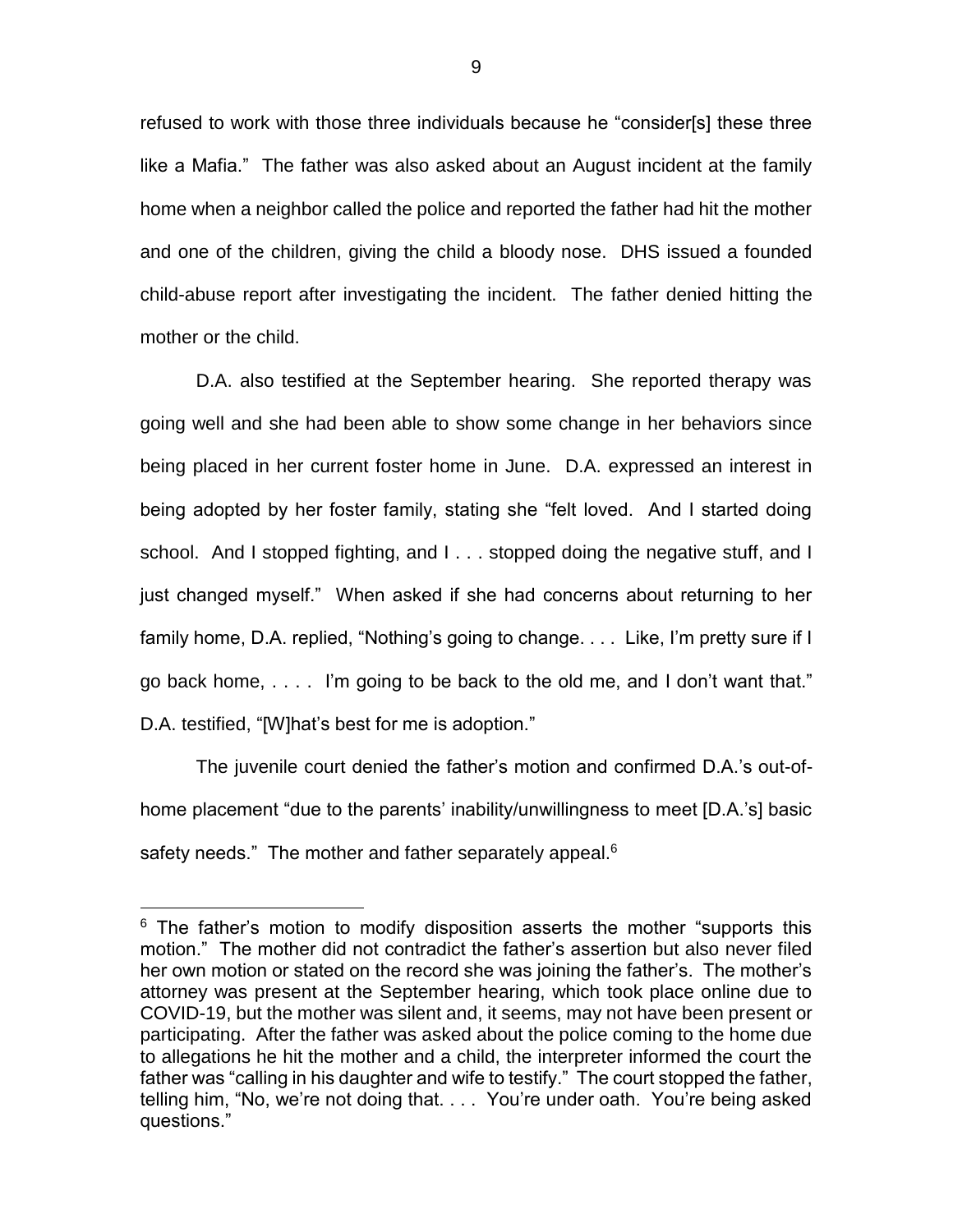refused to work with those three individuals because he "consider[s] these three like a Mafia." The father was also asked about an August incident at the family home when a neighbor called the police and reported the father had hit the mother and one of the children, giving the child a bloody nose. DHS issued a founded child-abuse report after investigating the incident. The father denied hitting the mother or the child.

D.A. also testified at the September hearing. She reported therapy was going well and she had been able to show some change in her behaviors since being placed in her current foster home in June. D.A. expressed an interest in being adopted by her foster family, stating she "felt loved. And I started doing school. And I stopped fighting, and I . . . stopped doing the negative stuff, and I just changed myself." When asked if she had concerns about returning to her family home, D.A. replied, "Nothing's going to change. . . . Like, I'm pretty sure if I go back home, . . . . I'm going to be back to the old me, and I don't want that." D.A. testified, "[W]hat's best for me is adoption."

The juvenile court denied the father's motion and confirmed D.A.'s out-of-home placement "due to the parents' inability/unwillingness to meet [D.A.'s] basic safety needs." The mother and father separately appeal.[6]

---

[6] The father's motion to modify disposition asserts the mother "supports this motion." The mother did not contradict the father's assertion but also never filed her own motion or stated on the record she was joining the father's. The mother's attorney was present at the September hearing, which took place online due to COVID-19, but the mother was silent and, it seems, may not have been present or participating. After the father was asked about the police coming to the home due to allegations he hit the mother and a child, the interpreter informed the court the father was "calling in his daughter and wife to testify." The court stopped the father, telling him, "No, we're not doing that. . . . You're under oath. You're being asked questions."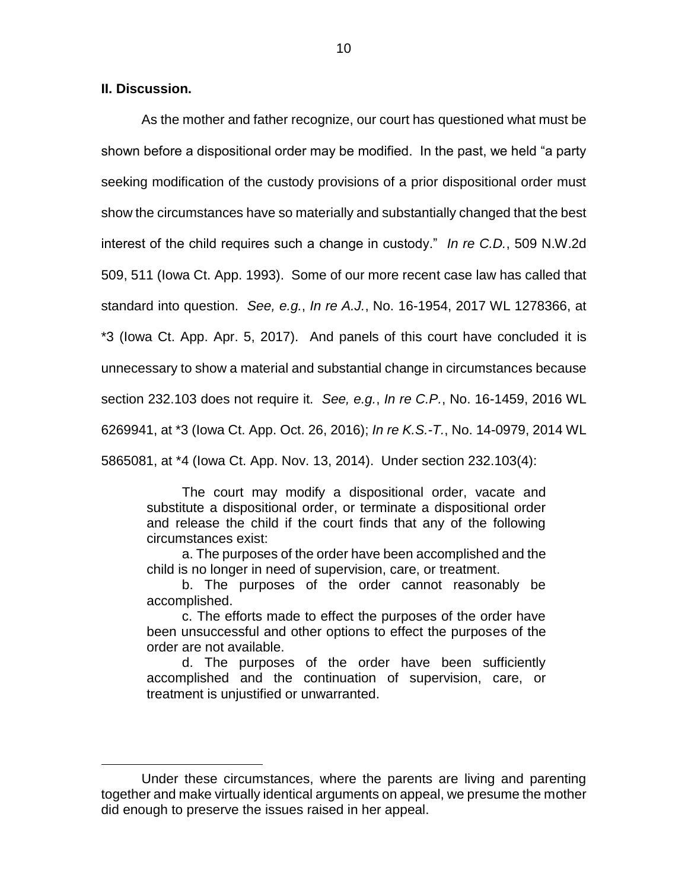**II. Discussion.**

As the mother and father recognize, our court has questioned what must be shown before a dispositional order may be modified. In the past, we held "a party seeking modification of the custody provisions of a prior dispositional order must show the circumstances have so materially and substantially changed that the best interest of the child requires such a change in custody." *In re C.D.*, 509 N.W.2d 509, 511 (Iowa Ct. App. 1993). Some of our more recent case law has called that standard into question. *See, e.g.*, *In re A.J.*, No. 16-1954, 2017 WL 1278366, at *3 (Iowa Ct. App. Apr. 5, 2017). And panels of this court have concluded it is unnecessary to show a material and substantial change in circumstances because section 232.103 does not require it. *See, e.g.*, *In re C.P.*, No. 16-1459, 2016 WL 6269941, at *3 (Iowa Ct. App. Oct. 26, 2016); *In re K.S.-T.*, No. 14-0979, 2014 WL 5865081, at *4 (Iowa Ct. App. Nov. 13, 2014). Under section 232.103(4):

> The court may modify a dispositional order, vacate and substitute a dispositional order, or terminate a dispositional order and release the child if the court finds that any of the following circumstances exist:
>
> a. The purposes of the order have been accomplished and the child is no longer in need of supervision, care, or treatment.
>
> b. The purposes of the order cannot reasonably be accomplished.
>
> c. The efforts made to effect the purposes of the order have been unsuccessful and other options to effect the purposes of the order are not available.
>
> d. The purposes of the order have been sufficiently accomplished and the continuation of supervision, care, or treatment is unjustified or unwarranted.

---

Under these circumstances, where the parents are living and parenting together and make virtually identical arguments on appeal, we presume the mother did enough to preserve the issues raised in her appeal.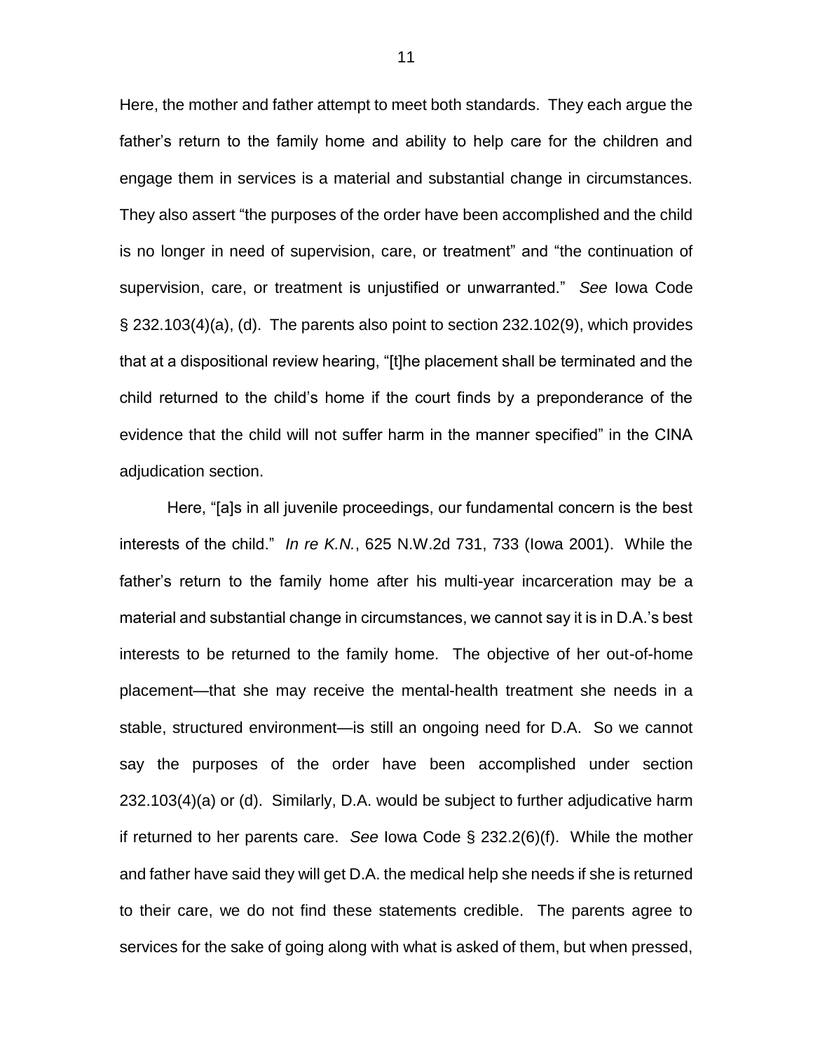Here, the mother and father attempt to meet both standards. They each argue the father's return to the family home and ability to help care for the children and engage them in services is a material and substantial change in circumstances. They also assert "the purposes of the order have been accomplished and the child is no longer in need of supervision, care, or treatment" and "the continuation of supervision, care, or treatment is unjustified or unwarranted." *See* Iowa Code § 232.103(4)(a), (d). The parents also point to section 232.102(9), which provides that at a dispositional review hearing, "[t]he placement shall be terminated and the child returned to the child's home if the court finds by a preponderance of the evidence that the child will not suffer harm in the manner specified" in the CINA adjudication section.

Here, "[a]s in all juvenile proceedings, our fundamental concern is the best interests of the child." *In re K.N.*, 625 N.W.2d 731, 733 (Iowa 2001). While the father's return to the family home after his multi-year incarceration may be a material and substantial change in circumstances, we cannot say it is in D.A.'s best interests to be returned to the family home. The objective of her out-of-home placement—that she may receive the mental-health treatment she needs in a stable, structured environment—is still an ongoing need for D.A. So we cannot say the purposes of the order have been accomplished under section 232.103(4)(a) or (d). Similarly, D.A. would be subject to further adjudicative harm if returned to her parents care. *See* Iowa Code § 232.2(6)(f). While the mother and father have said they will get D.A. the medical help she needs if she is returned to their care, we do not find these statements credible. The parents agree to services for the sake of going along with what is asked of them, but when pressed,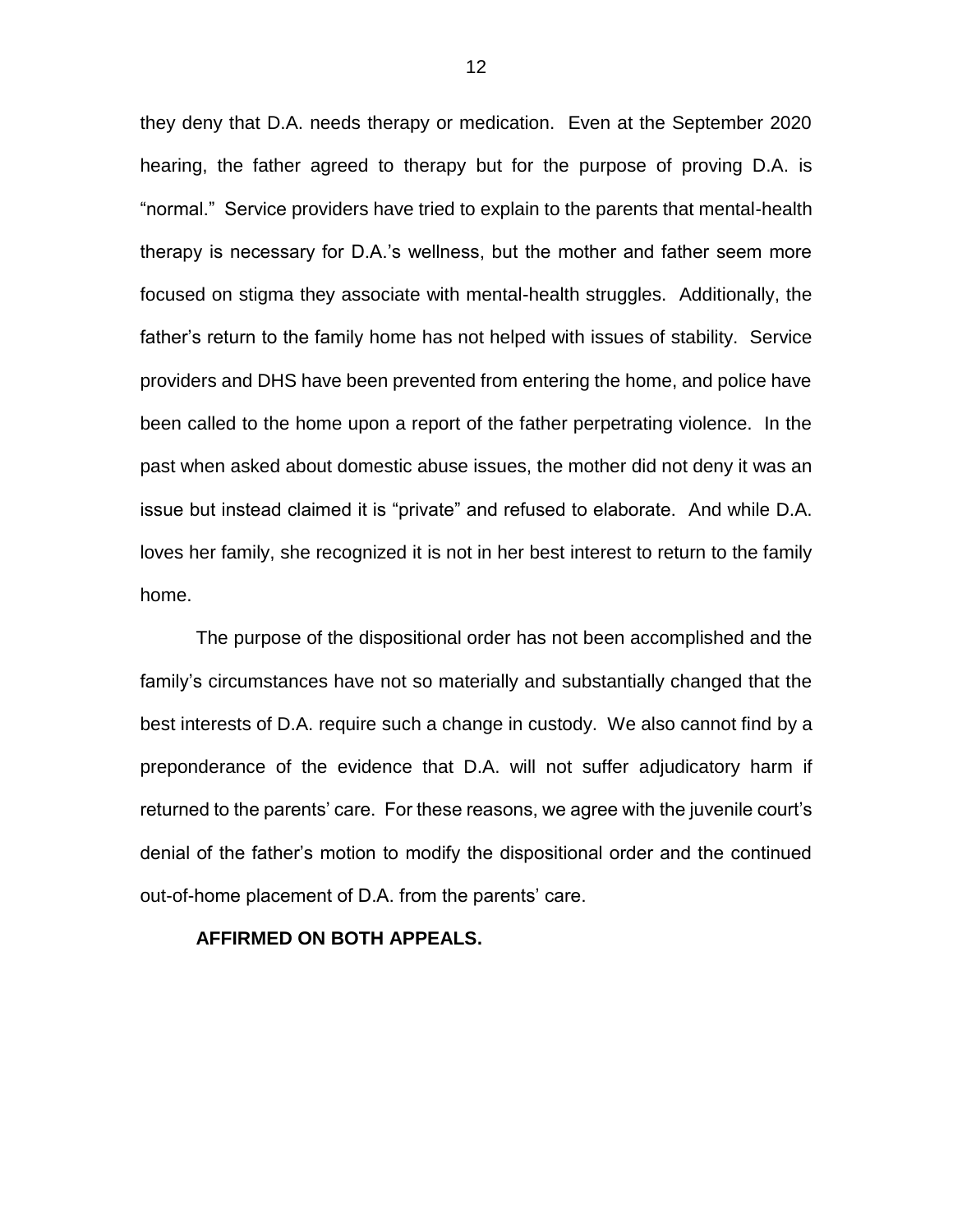they deny that D.A. needs therapy or medication. Even at the September 2020 hearing, the father agreed to therapy but for the purpose of proving D.A. is "normal." Service providers have tried to explain to the parents that mental-health therapy is necessary for D.A.'s wellness, but the mother and father seem more focused on stigma they associate with mental-health struggles. Additionally, the father's return to the family home has not helped with issues of stability. Service providers and DHS have been prevented from entering the home, and police have been called to the home upon a report of the father perpetrating violence. In the past when asked about domestic abuse issues, the mother did not deny it was an issue but instead claimed it is "private" and refused to elaborate. And while D.A. loves her family, she recognized it is not in her best interest to return to the family home.

The purpose of the dispositional order has not been accomplished and the family's circumstances have not so materially and substantially changed that the best interests of D.A. require such a change in custody. We also cannot find by a preponderance of the evidence that D.A. will not suffer adjudicatory harm if returned to the parents' care. For these reasons, we agree with the juvenile court's denial of the father's motion to modify the dispositional order and the continued out-of-home placement of D.A. from the parents' care.

**AFFIRMED ON BOTH APPEALS.**